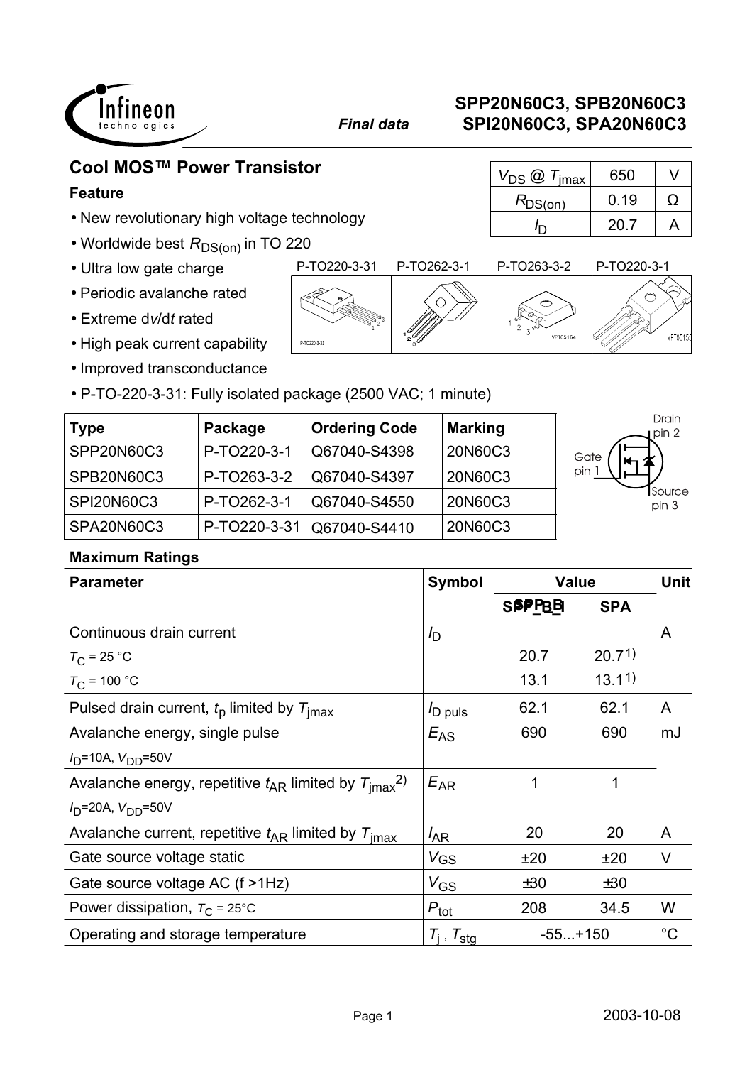# SPP20N60C3, SPB20N60C3
# SPI20N60C3, SPA20N60C3

*Final data*

## Cool MOS™ Power Transistor

| $V_{DS}$ @ $T_{jmax}$ | 650 | V |
|---|---|---|
| $R_{DS(on)}$ | 0.19 | Ω |
| $I_D$ | 20.7 | A |

### Feature

- New revolutionary high voltage technology
- Worldwide best $R_{DS(on)}$ in TO 220
- Ultra low gate charge
- Periodic avalanche rated
- Extreme d*v*/d*t* rated
- High peak current capability
- Improved transconductance
- P-TO-220-3-31: Fully isolated package (2500 VAC; 1 minute)

P-TO220-3-31 | P-TO262-3-1 | P-TO263-3-2 | P-TO220-3-1

| Type | Package | Ordering Code | Marking |
|---|---|---|---|
| SPP20N60C3 | P-TO220-3-1 | Q67040-S4398 | 20N60C3 |
| SPB20N60C3 | P-TO263-3-2 | Q67040-S4397 | 20N60C3 |
| SPI20N60C3 | P-TO262-3-1 | Q67040-S4550 | 20N60C3 |
| SPA20N60C3 | P-TO220-3-31 | Q67040-S4410 | 20N60C3 |

Drain pin 2, Gate pin 1, Source pin 3

### Maximum Ratings

| Parameter | Symbol | Value | | Unit |
|---|---|---|---|---|
| | | SPP_B_I | SPA | |
| Continuous drain current | $I_D$ | | | A |
| $T_C$ = 25 °C | | 20.7 | 20.7[1] | |
| $T_C$ = 100 °C | | 13.1 | 13.1[1] | |
| Pulsed drain current, $t_p$ limited by $T_{jmax}$ | $I_{D\ puls}$ | 62.1 | 62.1 | A |
| Avalanche energy, single pulse | $E_{AS}$ | 690 | 690 | mJ |
| $I_D$=10A, $V_{DD}$=50V | | | | |
| Avalanche energy, repetitive $t_{AR}$ limited by $T_{jmax}$[2] | $E_{AR}$ | 1 | 1 | |
| $I_D$=20A, $V_{DD}$=50V | | | | |
| Avalanche current, repetitive $t_{AR}$ limited by $T_{jmax}$ | $I_{AR}$ | 20 | 20 | A |
| Gate source voltage static | $V_{GS}$ | ±20 | ±20 | V |
| Gate source voltage AC (f >1Hz) | $V_{GS}$ | ±30 | ±30 | |
| Power dissipation, $T_C$ = 25°C | $P_{tot}$ | 208 | 34.5 | W |
| Operating and storage temperature | $T_j$ , $T_{stg}$ | -55...+150 | | °C |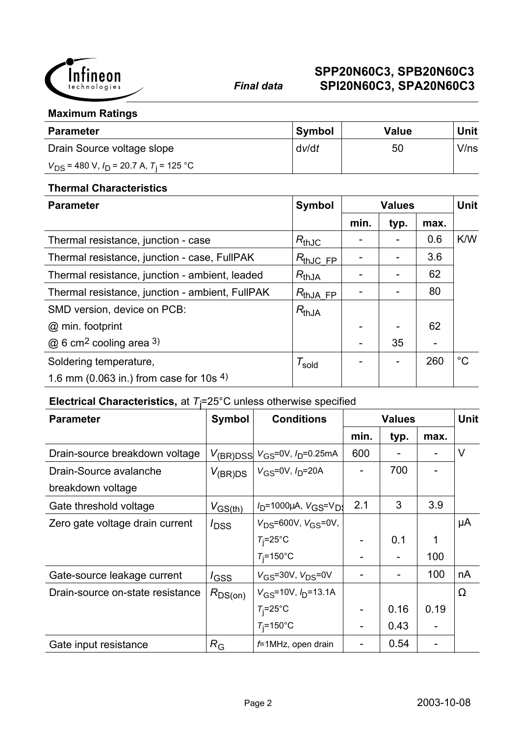**Maximum Ratings**

| Parameter | Symbol | Value | Unit |
|---|---|---|---|
| Drain Source voltage slope<br>$V_{DS}$ = 480 V, $I_D$ = 20.7 A, $T_j$ = 125 °C | d$v$/d$t$ | 50 | V/ns |

**Thermal Characteristics**

| Parameter | Symbol | Values | | | Unit |
|---|---|---|---|---|---|
| | | min. | typ. | max. | |
| Thermal resistance, junction - case | $R_{thJC}$ | - | - | 0.6 | K/W |
| Thermal resistance, junction - case, FullPAK | $R_{thJC\_FP}$ | - | - | 3.6 | |
| Thermal resistance, junction - ambient, leaded | $R_{thJA}$ | - | - | 62 | |
| Thermal resistance, junction - ambient, FullPAK | $R_{thJA\_FP}$ | - | - | 80 | |
| SMD version, device on PCB: | $R_{thJA}$ | | | | |
| @ min. footprint | | - | - | 62 | |
| @ 6 $cm^2$ cooling area [3) | | - | 35 | - | |
| Soldering temperature,<br>1.6 mm (0.063 in.) from case for 10s [4) | $T_{sold}$ | - | - | 260 | °C |

**Electrical Characteristics,** at $T_j$=25°C unless otherwise specified

| Parameter | Symbol | Conditions | Values | | | Unit |
|---|---|---|---|---|---|---|
| | | | min. | typ. | max. | |
| Drain-source breakdown voltage | $V_{(BR)DSS}$ | $V_{GS}$=0V, $I_D$=0.25mA | 600 | - | - | V |
| Drain-Source avalanche breakdown voltage | $V_{(BR)DS}$ | $V_{GS}$=0V, $I_D$=20A | - | 700 | - | |
| Gate threshold voltage | $V_{GS(th)}$ | $I_D$=1000µA, $V_{GS}$=$V_{DS}$ | 2.1 | 3 | 3.9 | |
| Zero gate voltage drain current | $I_{DSS}$ | $V_{DS}$=600V, $V_{GS}$=0V, | | | | µA |
| | | $T_j$=25°C | - | 0.1 | 1 | |
| | | $T_j$=150°C | - | - | 100 | |
| Gate-source leakage current | $I_{GSS}$ | $V_{GS}$=30V, $V_{DS}$=0V | - | - | 100 | nA |
| Drain-source on-state resistance | $R_{DS(on)}$ | $V_{GS}$=10V, $I_D$=13.1A | | | | Ω |
| | | $T_j$=25°C | - | 0.16 | 0.19 | |
| | | $T_j$=150°C | - | 0.43 | - | |
| Gate input resistance | $R_G$ | $f$=1MHz, open drain | - | 0.54 | - | |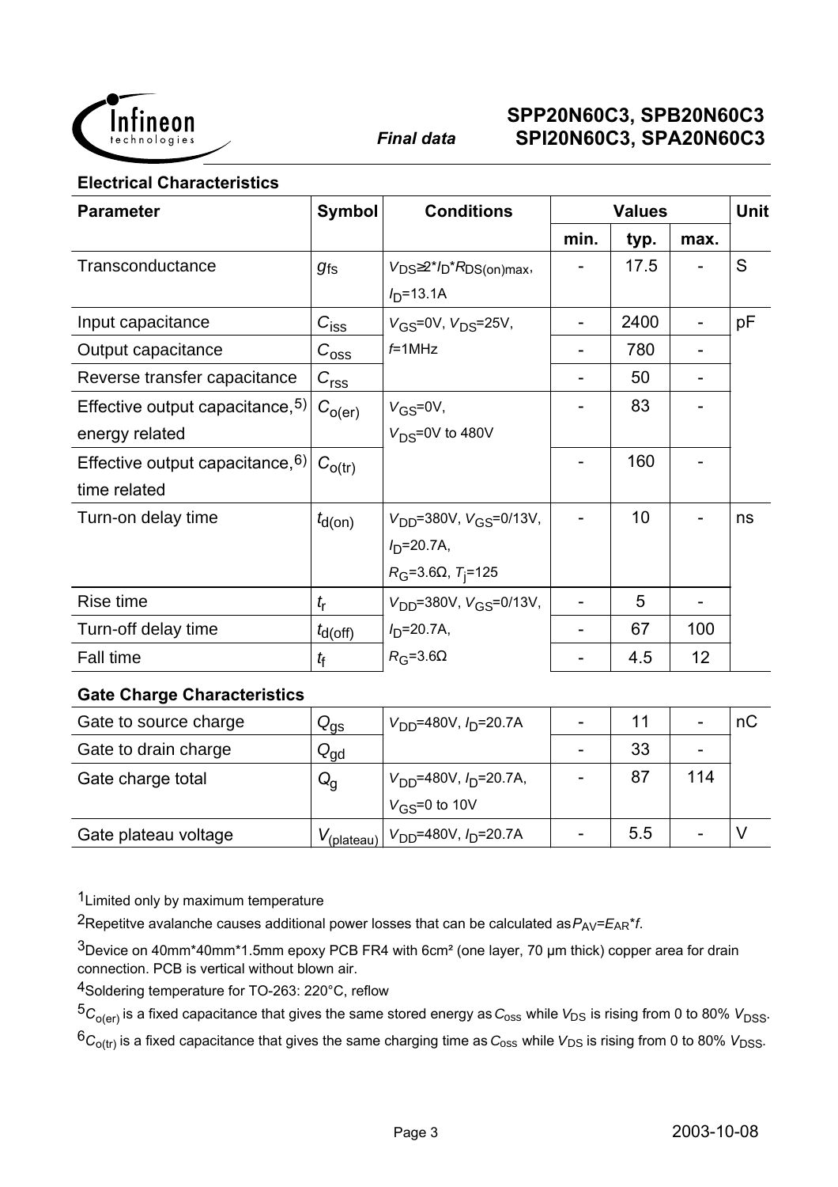## Electrical Characteristics

| Parameter | Symbol | Conditions | Values | | | Unit |
|---|---|---|---|---|---|---|
| | | | min. | typ. | max. | |
| Transconductance | $g_{fs}$ | $V_{DS}$≥2*$I_D$*$R_{DS(on)max}$, $I_D$=13.1A | - | 17.5 | - | S |
| Input capacitance | $C_{iss}$ | $V_{GS}$=0V, $V_{DS}$=25V, $f$=1MHz | - | 2400 | - | pF |
| Output capacitance | $C_{oss}$ | | - | 780 | - | |
| Reverse transfer capacitance | $C_{rss}$ | | - | 50 | - | |
| Effective output capacitance,[5] energy related | $C_{o(er)}$ | $V_{GS}$=0V, $V_{DS}$=0V to 480V | - | 83 | - | |
| Effective output capacitance,[6] time related | $C_{o(tr)}$ | | - | 160 | - | |
| Turn-on delay time | $t_{d(on)}$ | $V_{DD}$=380V, $V_{GS}$=0/13V, $I_D$=20.7A, $R_G$=3.6Ω, $T_j$=125 | - | 10 | - | ns |
| Rise time | $t_r$ | $V_{DD}$=380V, $V_{GS}$=0/13V, $I_D$=20.7A, $R_G$=3.6Ω | - | 5 | - | |
| Turn-off delay time | $t_{d(off)}$ | | - | 67 | 100 | |
| Fall time | $t_f$ | | - | 4.5 | 12 | |

## Gate Charge Characteristics

| Parameter | Symbol | Conditions | min. | typ. | max. | Unit |
|---|---|---|---|---|---|---|
| Gate to source charge | $Q_{gs}$ | $V_{DD}$=480V, $I_D$=20.7A | - | 11 | - | nC |
| Gate to drain charge | $Q_{gd}$ | | - | 33 | - | |
| Gate charge total | $Q_g$ | $V_{DD}$=480V, $I_D$=20.7A, $V_{GS}$=0 to 10V | - | 87 | 114 | |
| Gate plateau voltage | $V_{(plateau)}$ | $V_{DD}$=480V, $I_D$=20.7A | - | 5.5 | - | V |

[1] Limited only by maximum temperature

[2] Repetitve avalanche causes additional power losses that can be calculated as $P_{AV}$=$E_{AR}$*$f$.

[3] Device on 40mm*40mm*1.5mm epoxy PCB FR4 with 6cm² (one layer, 70 µm thick) copper area for drain connection. PCB is vertical without blown air.

[4] Soldering temperature for TO-263: 220°C, reflow

[5] $C_{o(er)}$ is a fixed capacitance that gives the same stored energy as $C_{oss}$ while $V_{DS}$ is rising from 0 to 80% $V_{DSS}$.

[6] $C_{o(tr)}$ is a fixed capacitance that gives the same charging time as $C_{oss}$ while $V_{DS}$ is rising from 0 to 80% $V_{DSS}$.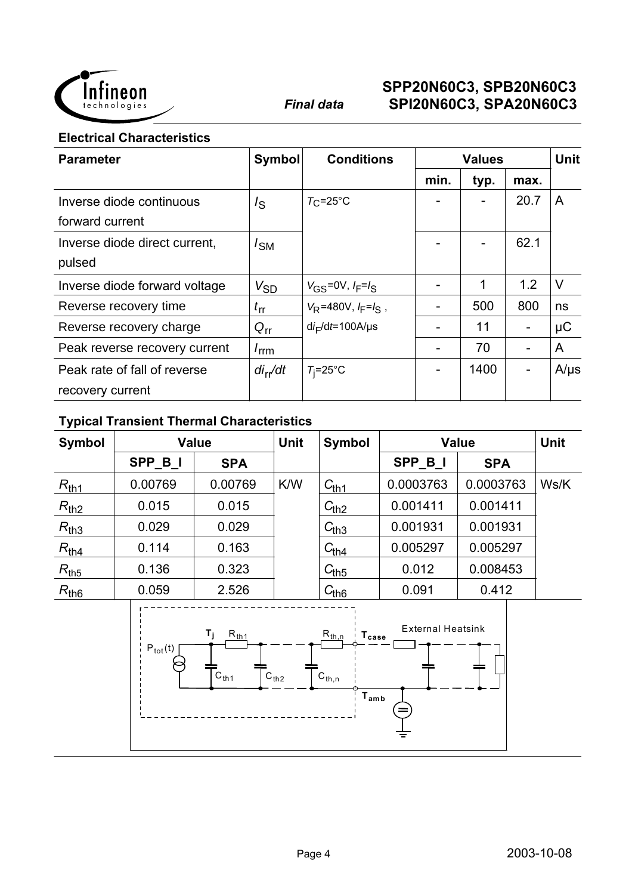### Electrical Characteristics

| Parameter | Symbol | Conditions | Values | | | Unit |
|---|---|---|---|---|---|---|
| | | | min. | typ. | max. | |
| Inverse diode continuous forward current | $I_S$ | $T_C$=25°C | - | - | 20.7 | A |
| Inverse diode direct current, pulsed | $I_{SM}$ | | - | - | 62.1 | |
| Inverse diode forward voltage | $V_{SD}$ | $V_{GS}$=0V, $I_F$=$I_S$ | - | 1 | 1.2 | V |
| Reverse recovery time | $t_{rr}$ | $V_R$=480V, $I_F$=$I_S$ , | - | 500 | 800 | ns |
| Reverse recovery charge | $Q_{rr}$ | $di_F/dt$=100A/µs | - | 11 | - | µC |
| Peak reverse recovery current | $I_{rrm}$ | | - | 70 | - | A |
| Peak rate of fall of reverse recovery current | $di_{rr}/dt$ | $T_j$=25°C | - | 1400 | - | A/µs |

### Typical Transient Thermal Characteristics

| Symbol | Value | | Unit | Symbol | Value | | Unit |
|---|---|---|---|---|---|---|---|
| | SPP_B_I | SPA | | | SPP_B_I | SPA | |
| $R_{th1}$ | 0.00769 | 0.00769 | K/W | $C_{th1}$ | 0.0003763 | 0.0003763 | Ws/K |
| $R_{th2}$ | 0.015 | 0.015 | | $C_{th2}$ | 0.001411 | 0.001411 | |
| $R_{th3}$ | 0.029 | 0.029 | | $C_{th3}$ | 0.001931 | 0.001931 | |
| $R_{th4}$ | 0.114 | 0.163 | | $C_{th4}$ | 0.005297 | 0.005297 | |
| $R_{th5}$ | 0.136 | 0.323 | | $C_{th5}$ | 0.012 | 0.008453 | |
| $R_{th6}$ | 0.059 | 2.526 | | $C_{th6}$ | 0.091 | 0.412 | |

$P_{tot}(t)$, $T_j$, $R_{th1}$, $R_{th,n}$, $C_{th1}$, $C_{th2}$, $C_{th,n}$, $T_{case}$, External Heatsink, $T_{amb}$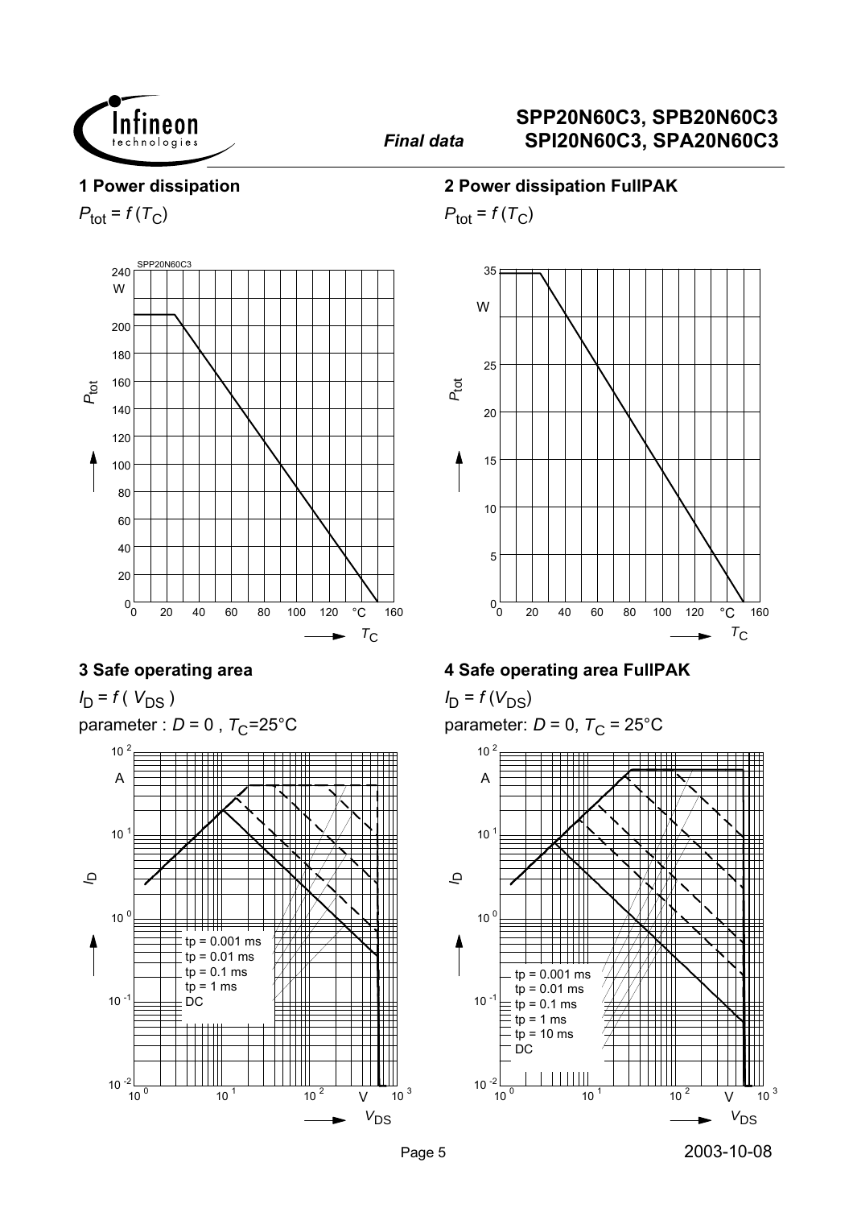## 1 Power dissipation

$P_{tot} = f(T_C)$

SPP20N60C3

240 W, 200, 180, 160, 140, 120, 100, 80, 60, 40, 20, 0

$P_{tot}$

0, 20, 40, 60, 80, 100, 120, °C, 160

$T_C$

## 2 Power dissipation FullPAK

$P_{tot} = f(T_C)$

35, W, 25, 20, 15, 10, 5, 0

$P_{tot}$

0, 20, 40, 60, 80, 100, 120, °C, 160

$T_C$

## 3 Safe operating area

$I_D = f(V_{DS})$

parameter : $D = 0$ , $T_C$=25°C

$10^2$ A, $10^1$, $10^0$, $10^{-1}$, $10^{-2}$

$I_D$

tp = 0.001 ms
tp = 0.01 ms
tp = 0.1 ms
tp = 1 ms
DC

$10^0$, $10^1$, $10^2$, V, $10^3$

$V_{DS}$

## 4 Safe operating area FullPAK

$I_D = f(V_{DS})$

parameter: $D = 0$, $T_C$ = 25°C

$10^2$ A, $10^1$, $10^0$, $10^{-1}$, $10^{-2}$

$I_D$

tp = 0.001 ms
tp = 0.01 ms
tp = 0.1 ms
tp = 1 ms
tp = 10 ms
DC

$10^0$, $10^1$, $10^2$, V, $10^3$

$V_{DS}$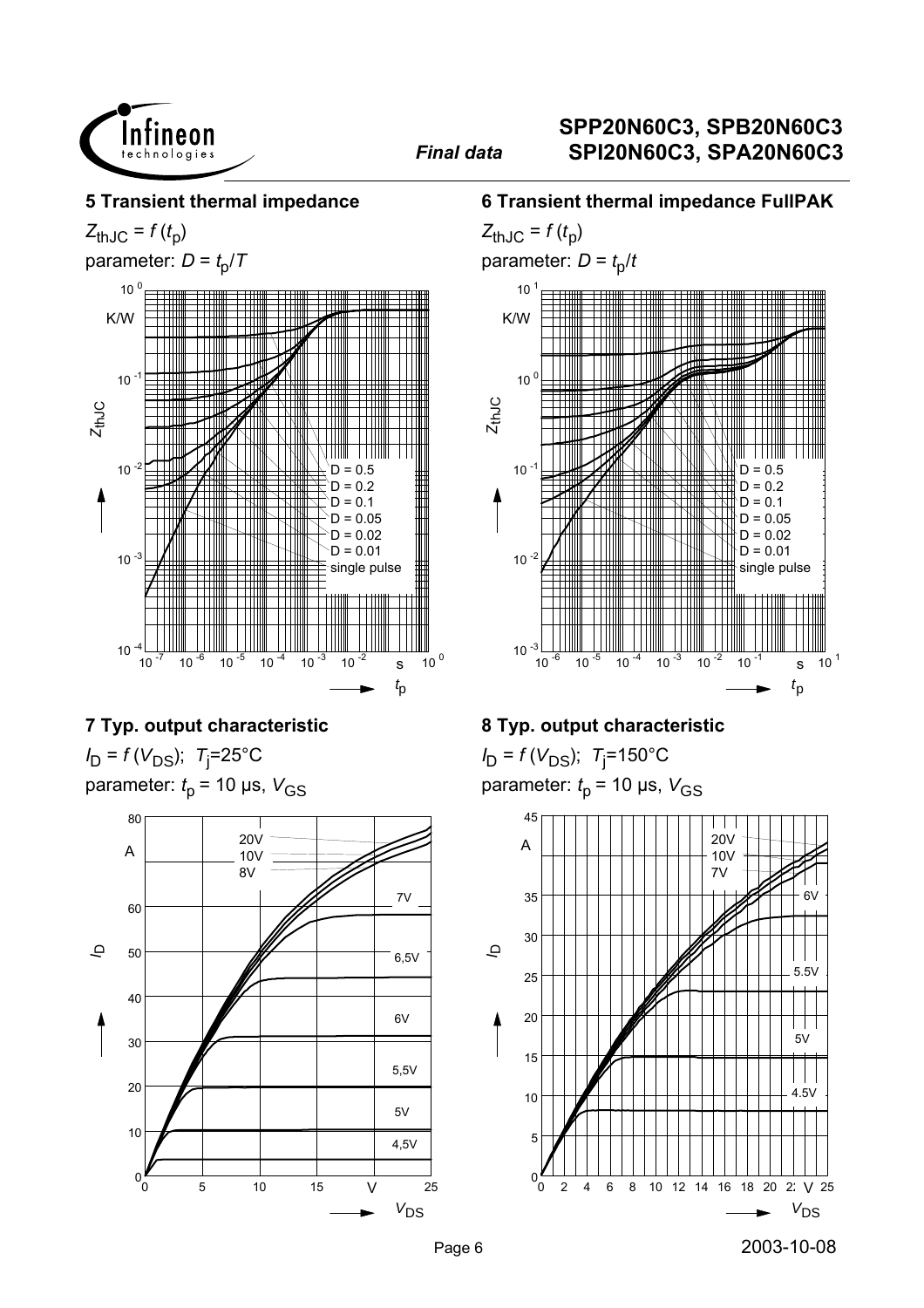### 5 Transient thermal impedance

$Z_{thJC} = f(t_p)$

parameter: $D = t_p/T$

### 6 Transient thermal impedance FullPAK

$Z_{thJC} = f(t_p)$

parameter: $D = t_p/t$

### 7 Typ. output characteristic

$I_D = f(V_{DS})$; $T_j$=25°C

parameter: $t_p$ = 10 µs, $V_{GS}$

### 8 Typ. output characteristic

$I_D = f(V_{DS})$; $T_j$=150°C

parameter: $t_p$ = 10 µs, $V_{GS}$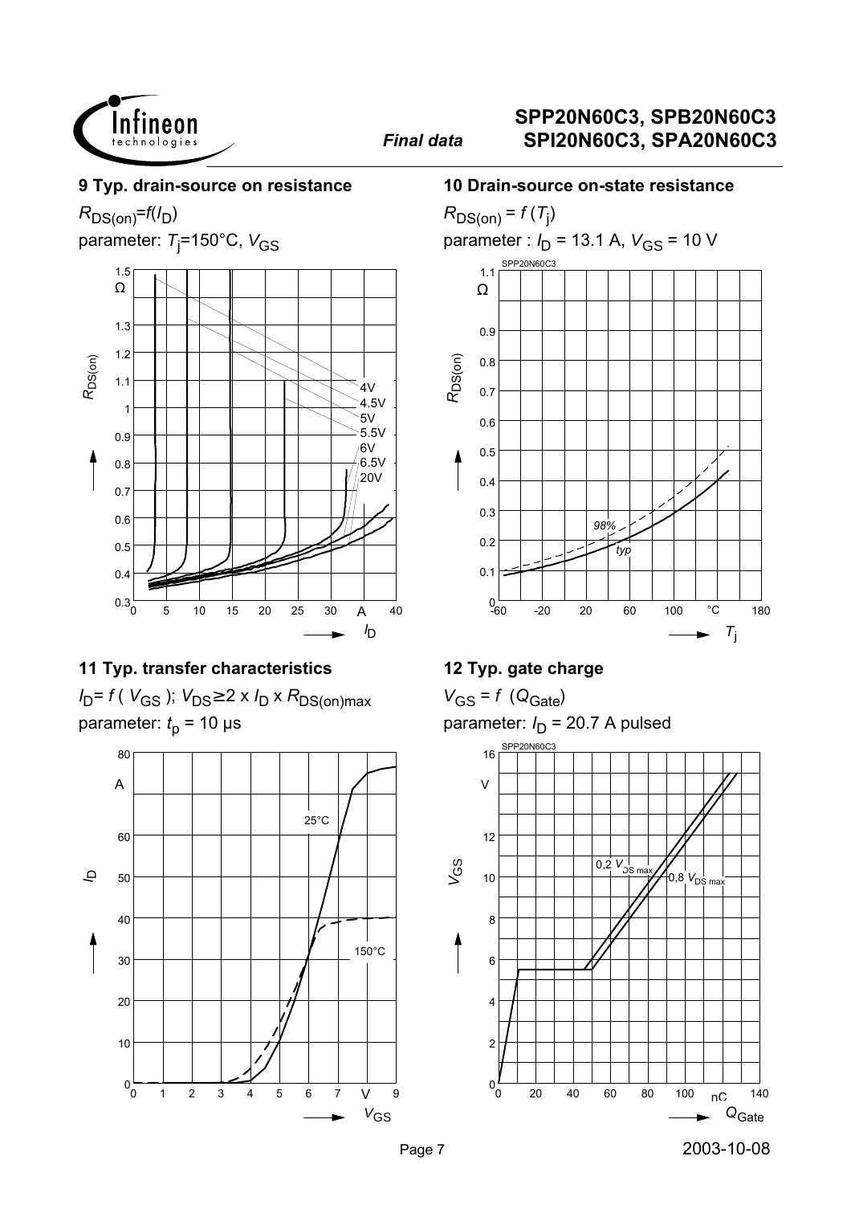### 9 Typ. drain-source on resistance

$R_{DS(on)}=f(I_D)$

parameter: $T_j$=150°C, $V_{GS}$

### 10 Drain-source on-state resistance

$R_{DS(on)} = f(T_j)$

parameter : $I_D$ = 13.1 A, $V_{GS}$ = 10 V

### 11 Typ. transfer characteristics

$I_D= f(V_{GS})$; $V_{DS}\geq 2 \times I_D \times R_{DS(on)max}$

parameter: $t_p$ = 10 µs

### 12 Typ. gate charge

$V_{GS} = f(Q_{Gate})$

parameter: $I_D$ = 20.7 A pulsed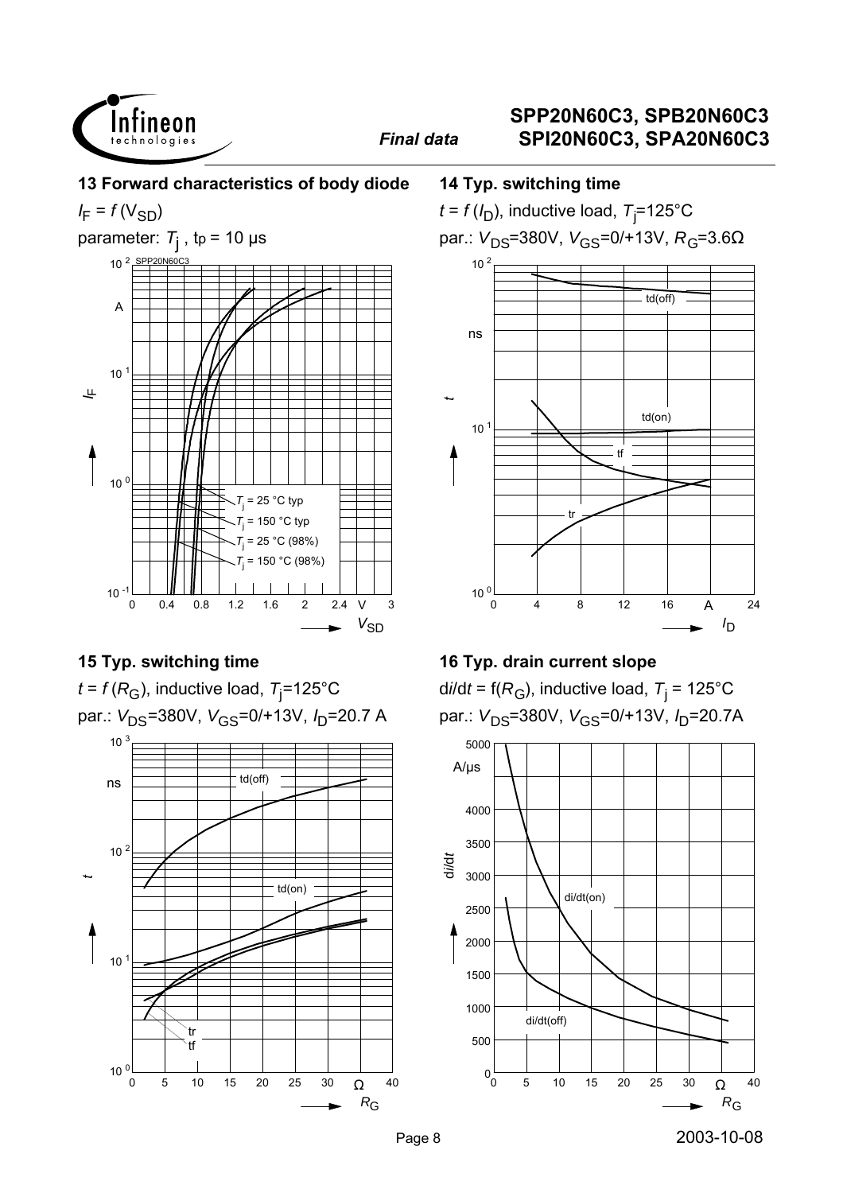## 13 Forward characteristics of body diode

$I_F = f(V_{SD})$

parameter: $T_j$ , $t_p$ = 10 µs

## 14 Typ. switching time

$t = f(I_D)$, inductive load, $T_j$=125°C

par.: $V_{DS}$=380V, $V_{GS}$=0/+13V, $R_G$=3.6Ω

## 15 Typ. switching time

$t = f(R_G)$, inductive load, $T_j$=125°C

par.: $V_{DS}$=380V, $V_{GS}$=0/+13V, $I_D$=20.7 A

## 16 Typ. drain current slope

d$i$/d$t$ = f($R_G$), inductive load, $T_j$ = 125°C

par.: $V_{DS}$=380V, $V_{GS}$=0/+13V, $I_D$=20.7A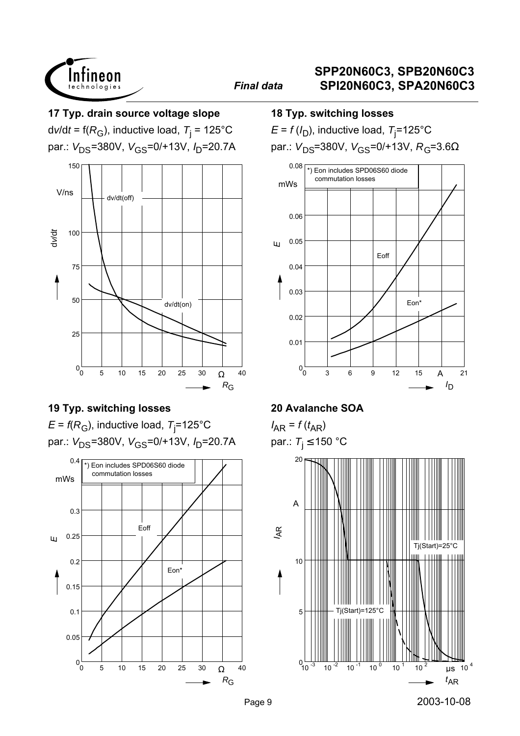### 17 Typ. drain source voltage slope

$dv/dt = f(R_G)$, inductive load, $T_j$ = 125°C

par.: $V_{DS}$=380V, $V_{GS}$=0/+13V, $I_D$=20.7A

### 18 Typ. switching losses

$E = f(I_D)$, inductive load, $T_j$=125°C

par.: $V_{DS}$=380V, $V_{GS}$=0/+13V, $R_G$=3.6Ω

*) Eon includes SPD06S60 diode commutation losses

### 19 Typ. switching losses

$E = f(R_G)$, inductive load, $T_j$=125°C

par.: $V_{DS}$=380V, $V_{GS}$=0/+13V, $I_D$=20.7A

*) Eon includes SPD06S60 diode commutation losses

### 20 Avalanche SOA

$I_{AR} = f(t_{AR})$

par.: $T_j$ ≤150 °C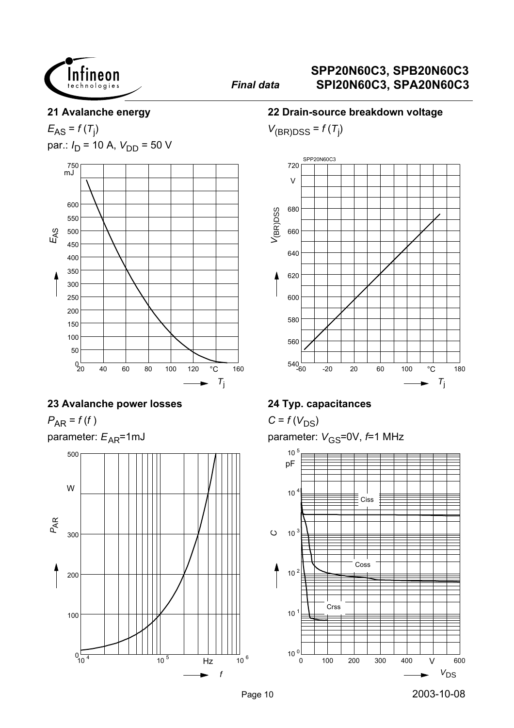## 21 Avalanche energy

$E_{AS} = f(T_j)$

par.: $I_D$ = 10 A, $V_{DD}$ = 50 V

## 22 Drain-source breakdown voltage

$V_{(BR)DSS} = f(T_j)$

## 23 Avalanche power losses

$P_{AR} = f(f)$

parameter: $E_{AR}$=1mJ

## 24 Typ. capacitances

$C = f(V_{DS})$

parameter: $V_{GS}$=0V, $f$=1 MHz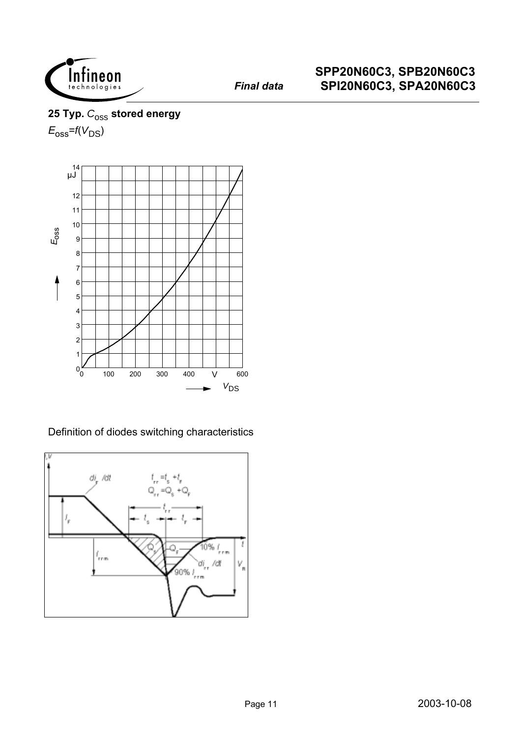**25 Typ. $C_{oss}$ stored energy**

$E_{oss}=f(V_{DS})$

Definition of diodes switching characteristics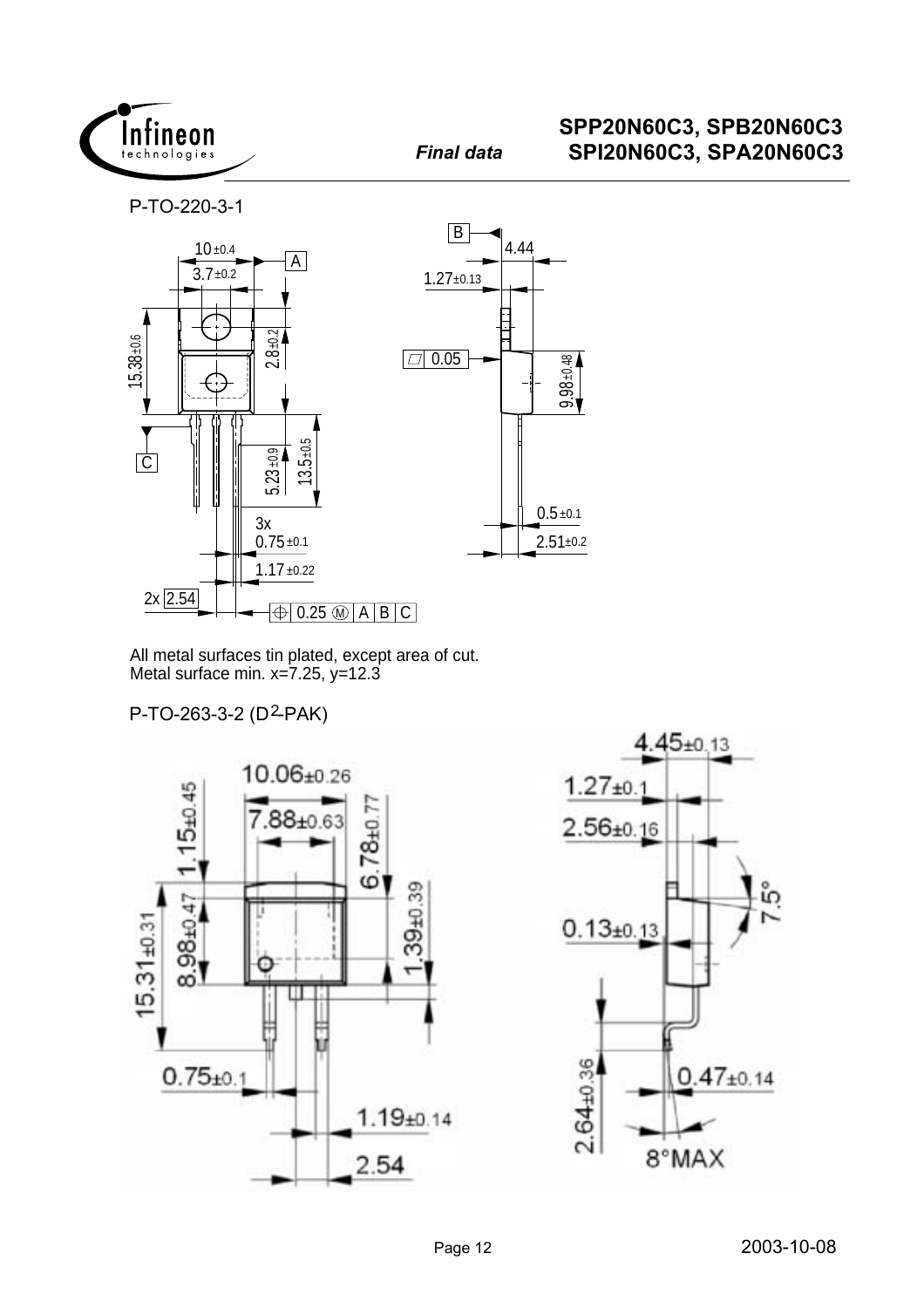P-TO-220-3-1

All metal surfaces tin plated, except area of cut.
Metal surface min. x=7.25, y=12.3

P-TO-263-3-2 (D2-PAK)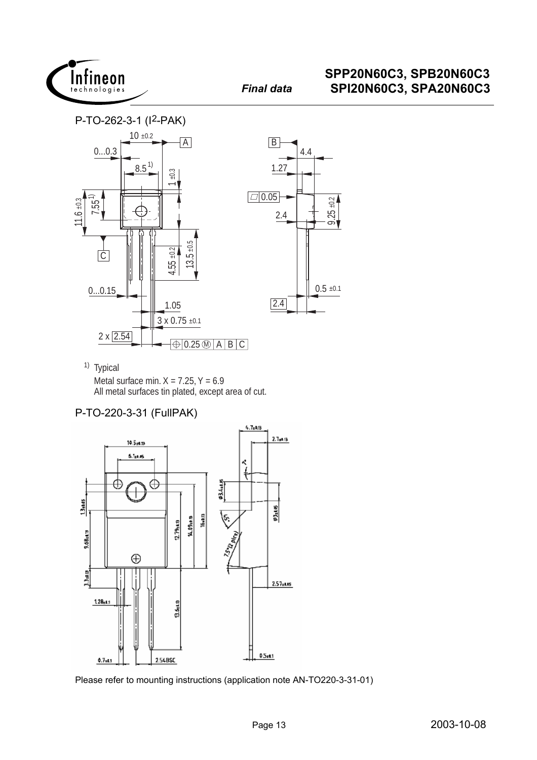## P-TO-262-3-1 (I2-PAK)

1) Typical

Metal surface min. X = 7.25, Y = 6.9

All metal surfaces tin plated, except area of cut.

## P-TO-220-3-31 (FullPAK)

Please refer to mounting instructions (application note AN-TO220-3-31-01)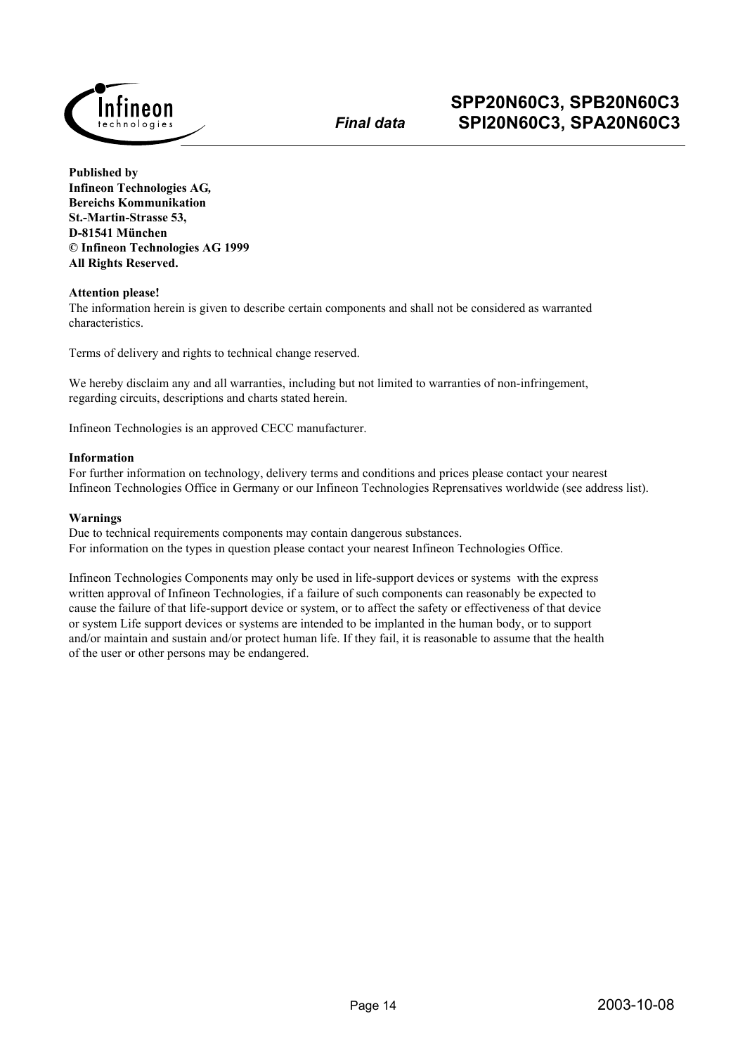**Published by**
**Infineon Technologies AG,**
**Bereichs Kommunikation**
**St.-Martin-Strasse 53,**
**D-81541 München**
**© Infineon Technologies AG 1999**
**All Rights Reserved.**

**Attention please!**
The information herein is given to describe certain components and shall not be considered as warranted characteristics.

Terms of delivery and rights to technical change reserved.

We hereby disclaim any and all warranties, including but not limited to warranties of non-infringement, regarding circuits, descriptions and charts stated herein.

Infineon Technologies is an approved CECC manufacturer.

**Information**
For further information on technology, delivery terms and conditions and prices please contact your nearest Infineon Technologies Office in Germany or our Infineon Technologies Reprensatives worldwide (see address list).

**Warnings**
Due to technical requirements components may contain dangerous substances.
For information on the types in question please contact your nearest Infineon Technologies Office.

Infineon Technologies Components may only be used in life-support devices or systems with the express written approval of Infineon Technologies, if a failure of such components can reasonably be expected to cause the failure of that life-support device or system, or to affect the safety or effectiveness of that device or system Life support devices or systems are intended to be implanted in the human body, or to support and/or maintain and sustain and/or protect human life. If they fail, it is reasonable to assume that the health of the user or other persons may be endangered.